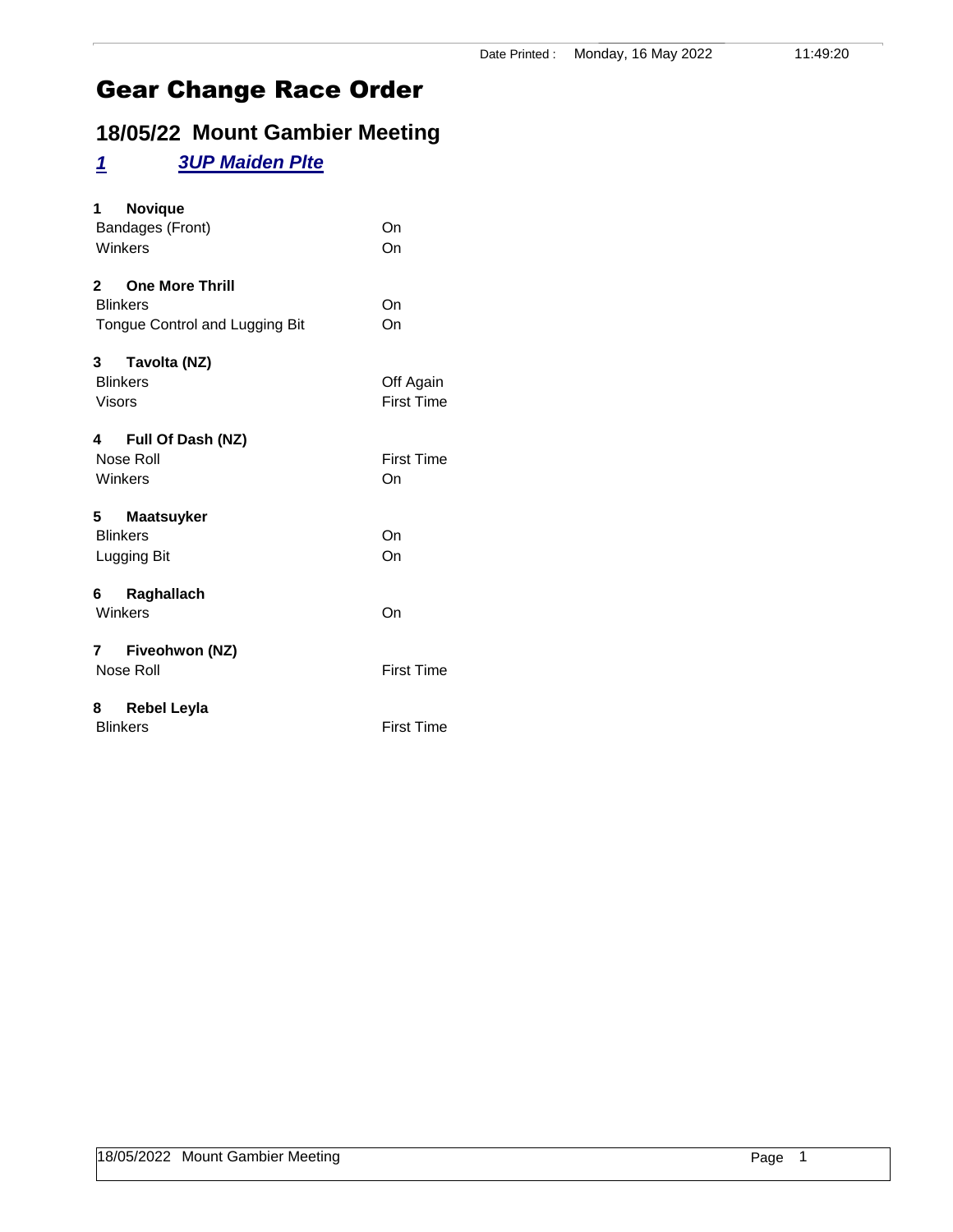Date Printed : Monday, 16 May 2022 11:49:20

# Gear Change Race Order

## 18/05/22 Mount Gambier Meeting

### *1 3UP Maiden Plte*

**1 Novique**

| | |
|---|---|
| Bandages (Front) | On |
| Winkers | On |

**2 One More Thrill**

| | |
|---|---|
| Blinkers | On |
| Tongue Control and Lugging Bit | On |

**3 Tavolta (NZ)**

| | |
|---|---|
| Blinkers | Off Again |
| Visors | First Time |

**4 Full Of Dash (NZ)**

| | |
|---|---|
| Nose Roll | First Time |
| Winkers | On |

**5 Maatsuyker**

| | |
|---|---|
| Blinkers | On |
| Lugging Bit | On |

**6 Raghallach**

| | |
|---|---|
| Winkers | On |

**7 Fiveohwon (NZ)**

| | |
|---|---|
| Nose Roll | First Time |

**8 Rebel Leyla**

| | |
|---|---|
| Blinkers | First Time |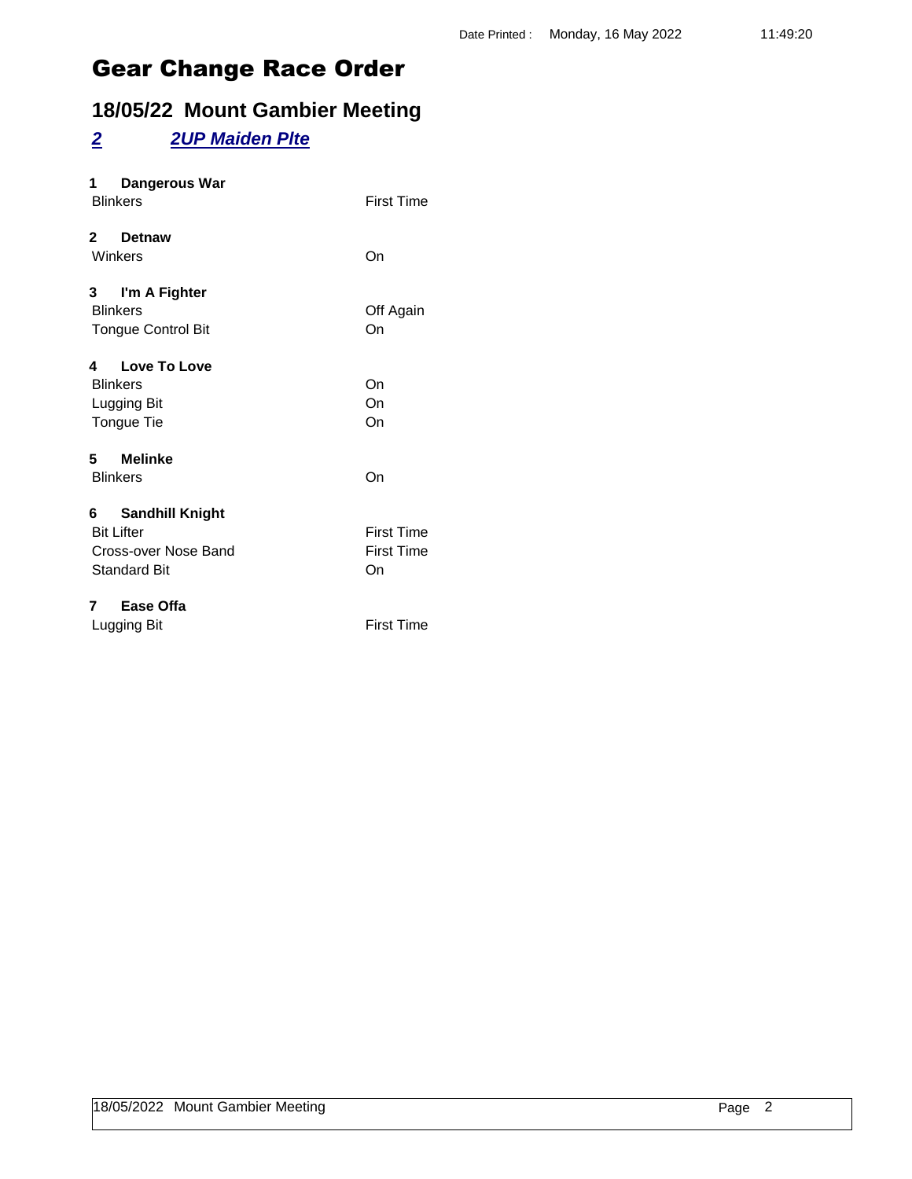# Gear Change Race Order

## 18/05/22 Mount Gambier Meeting

### *2 2UP Maiden Plte*

**1 Dangerous War**

| | |
|---|---|
| Blinkers | First Time |

**2 Detnaw**

| | |
|---|---|
| Winkers | On |

**3 I'm A Fighter**

| | |
|---|---|
| Blinkers | Off Again |
| Tongue Control Bit | On |

**4 Love To Love**

| | |
|---|---|
| Blinkers | On |
| Lugging Bit | On |
| Tongue Tie | On |

**5 Melinke**

| | |
|---|---|
| Blinkers | On |

**6 Sandhill Knight**

| | |
|---|---|
| Bit Lifter | First Time |
| Cross-over Nose Band | First Time |
| Standard Bit | On |

**7 Ease Offa**

| | |
|---|---|
| Lugging Bit | First Time |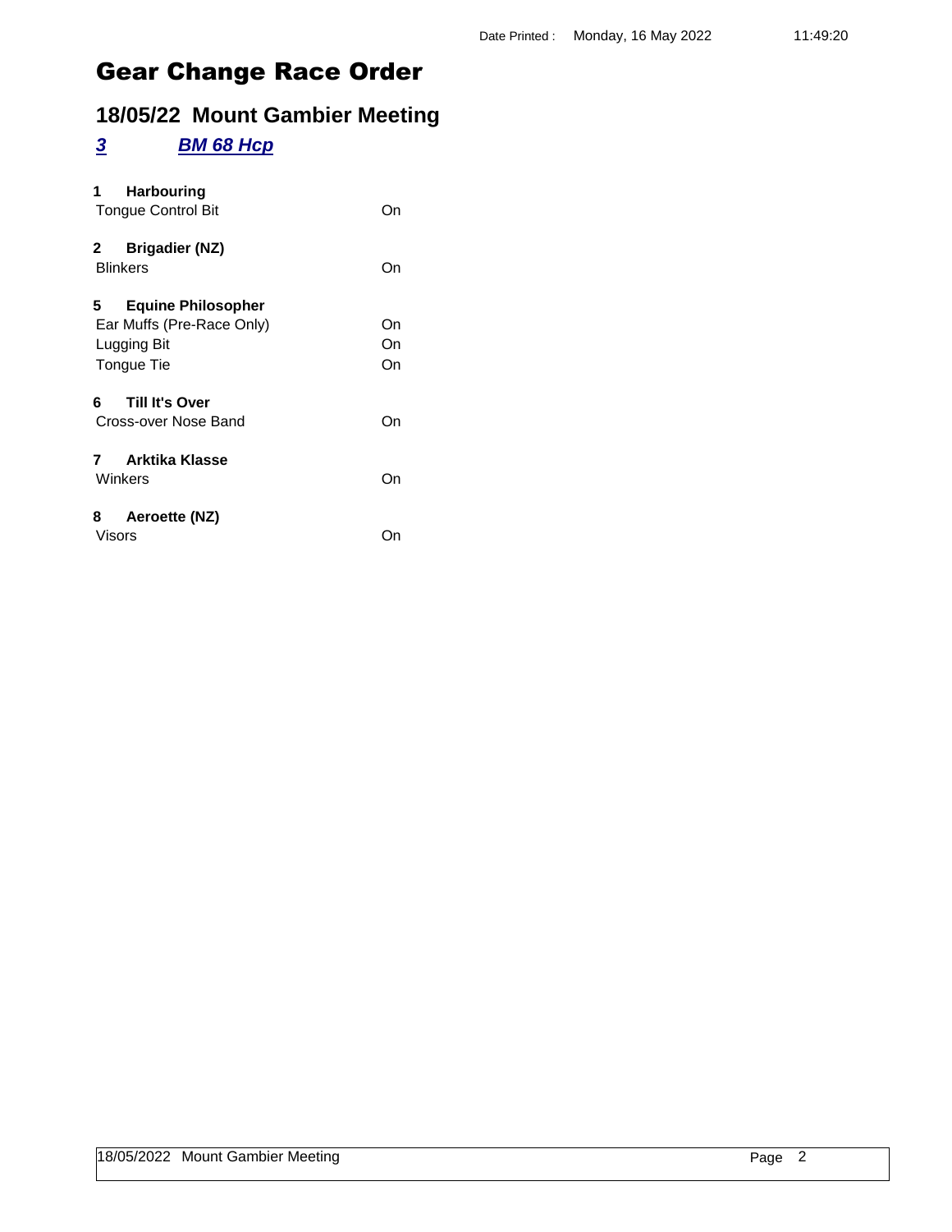# Gear Change Race Order

## 18/05/22 Mount Gambier Meeting

### ***3 BM 68 Hcp***

**1 Harbouring**

| | |
|---|---|
| Tongue Control Bit | On |

**2 Brigadier (NZ)**

| | |
|---|---|
| Blinkers | On |

**5 Equine Philosopher**

| | |
|---|---|
| Ear Muffs (Pre-Race Only) | On |
| Lugging Bit | On |
| Tongue Tie | On |

**6 Till It's Over**

| | |
|---|---|
| Cross-over Nose Band | On |

**7 Arktika Klasse**

| | |
|---|---|
| Winkers | On |

**8 Aeroette (NZ)**

| | |
|---|---|
| Visors | On |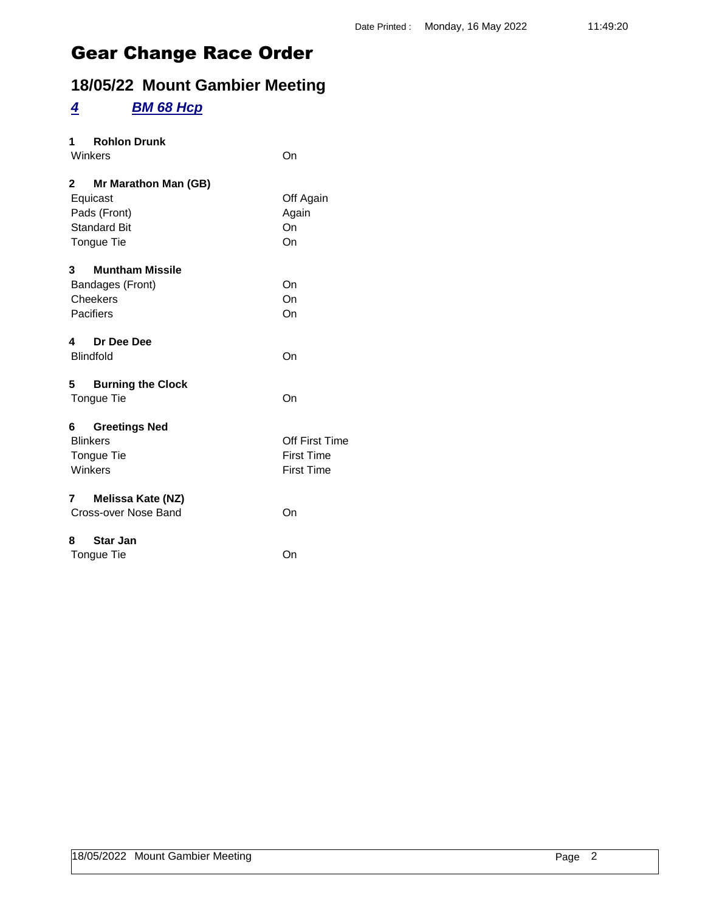Date Printed : Monday, 16 May 2022 11:49:20

# Gear Change Race Order

## 18/05/22 Mount Gambier Meeting

### ***4*** ***BM 68 Hcp***

**1 Rohlon Drunk**

| | |
|---|---|
| Winkers | On |

**2 Mr Marathon Man (GB)**

| | |
|---|---|
| Equicast | Off Again |
| Pads (Front) | Again |
| Standard Bit | On |
| Tongue Tie | On |

**3 Muntham Missile**

| | |
|---|---|
| Bandages (Front) | On |
| Cheekers | On |
| Pacifiers | On |

**4 Dr Dee Dee**

| | |
|---|---|
| Blindfold | On |

**5 Burning the Clock**

| | |
|---|---|
| Tongue Tie | On |

**6 Greetings Ned**

| | |
|---|---|
| Blinkers | Off First Time |
| Tongue Tie | First Time |
| Winkers | First Time |

**7 Melissa Kate (NZ)**

| | |
|---|---|
| Cross-over Nose Band | On |

**8 Star Jan**

| | |
|---|---|
| Tongue Tie | On |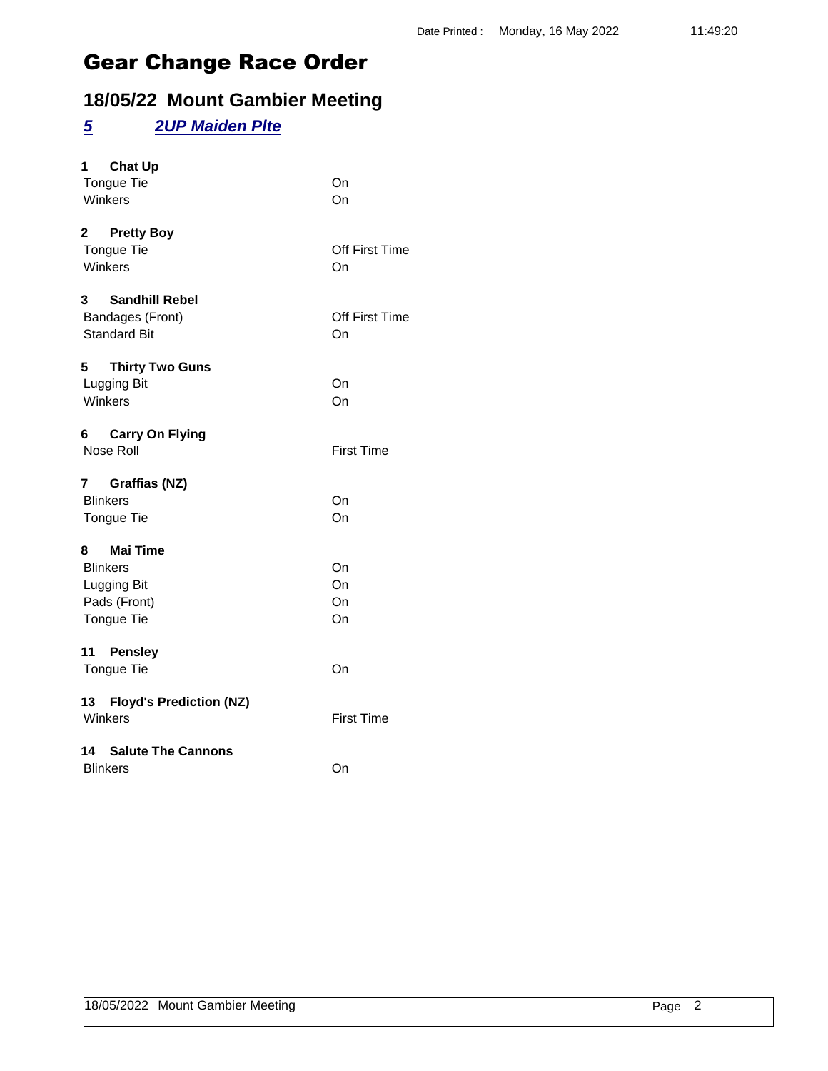# Gear Change Race Order

## 18/05/22 Mount Gambier Meeting

### *5* *2UP Maiden Plte*

**1 Chat Up**

| | |
|---|---|
| Tongue Tie | On |
| Winkers | On |

**2 Pretty Boy**

| | |
|---|---|
| Tongue Tie | Off First Time |
| Winkers | On |

**3 Sandhill Rebel**

| | |
|---|---|
| Bandages (Front) | Off First Time |
| Standard Bit | On |

**5 Thirty Two Guns**

| | |
|---|---|
| Lugging Bit | On |
| Winkers | On |

**6 Carry On Flying**

| | |
|---|---|
| Nose Roll | First Time |

**7 Graffias (NZ)**

| | |
|---|---|
| Blinkers | On |
| Tongue Tie | On |

**8 Mai Time**

| | |
|---|---|
| Blinkers | On |
| Lugging Bit | On |
| Pads (Front) | On |
| Tongue Tie | On |

**11 Pensley**

| | |
|---|---|
| Tongue Tie | On |

**13 Floyd's Prediction (NZ)**

| | |
|---|---|
| Winkers | First Time |

**14 Salute The Cannons**

| | |
|---|---|
| Blinkers | On |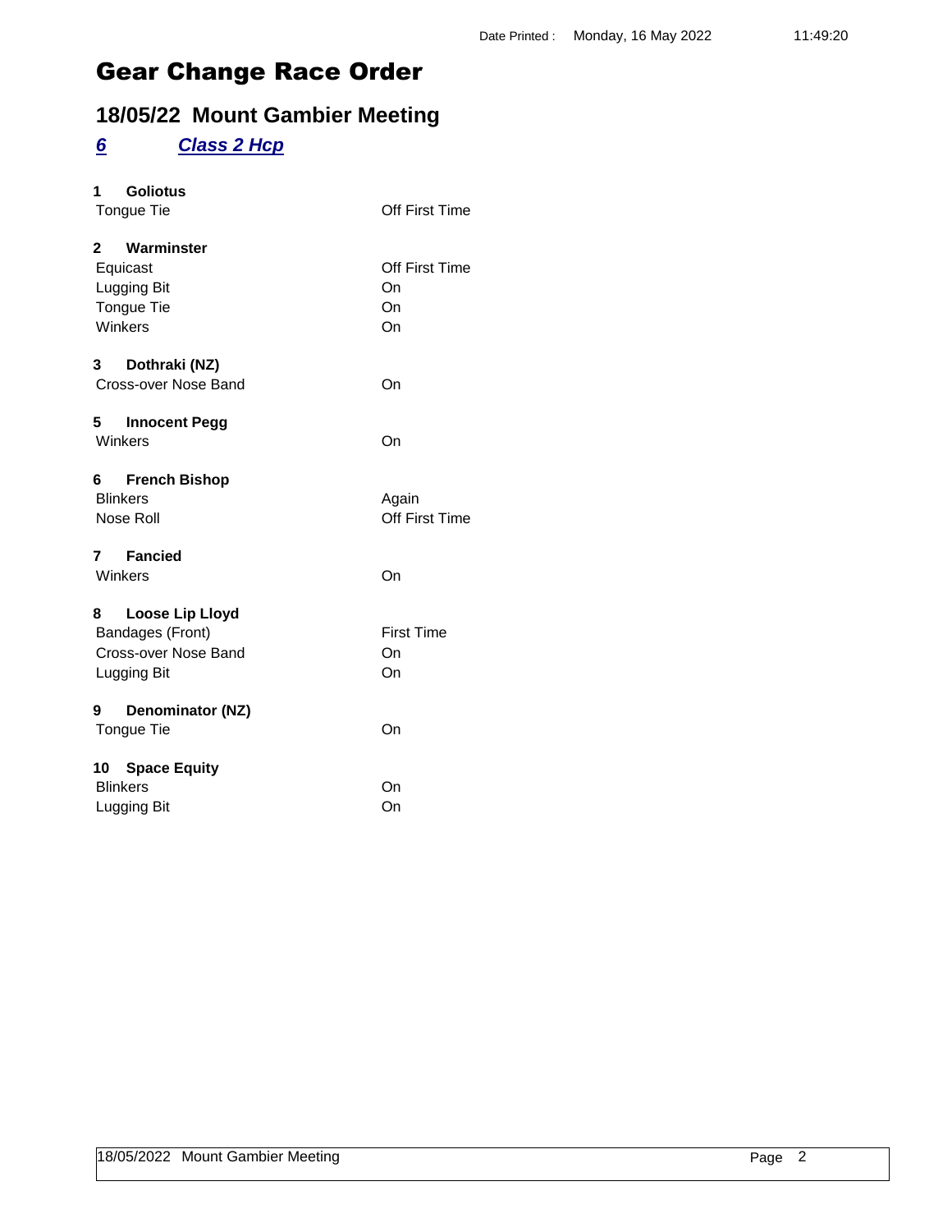Date Printed : Monday, 16 May 2022 11:49:20

# Gear Change Race Order

## 18/05/22 Mount Gambier Meeting

### *6* *Class 2 Hcp*

**1 Goliotus**

| | |
|---|---|
| Tongue Tie | Off First Time |

**2 Warminster**

| | |
|---|---|
| Equicast | Off First Time |
| Lugging Bit | On |
| Tongue Tie | On |
| Winkers | On |

**3 Dothraki (NZ)**

| | |
|---|---|
| Cross-over Nose Band | On |

**5 Innocent Pegg**

| | |
|---|---|
| Winkers | On |

**6 French Bishop**

| | |
|---|---|
| Blinkers | Again |
| Nose Roll | Off First Time |

**7 Fancied**

| | |
|---|---|
| Winkers | On |

**8 Loose Lip Lloyd**

| | |
|---|---|
| Bandages (Front) | First Time |
| Cross-over Nose Band | On |
| Lugging Bit | On |

**9 Denominator (NZ)**

| | |
|---|---|
| Tongue Tie | On |

**10 Space Equity**

| | |
|---|---|
| Blinkers | On |
| Lugging Bit | On |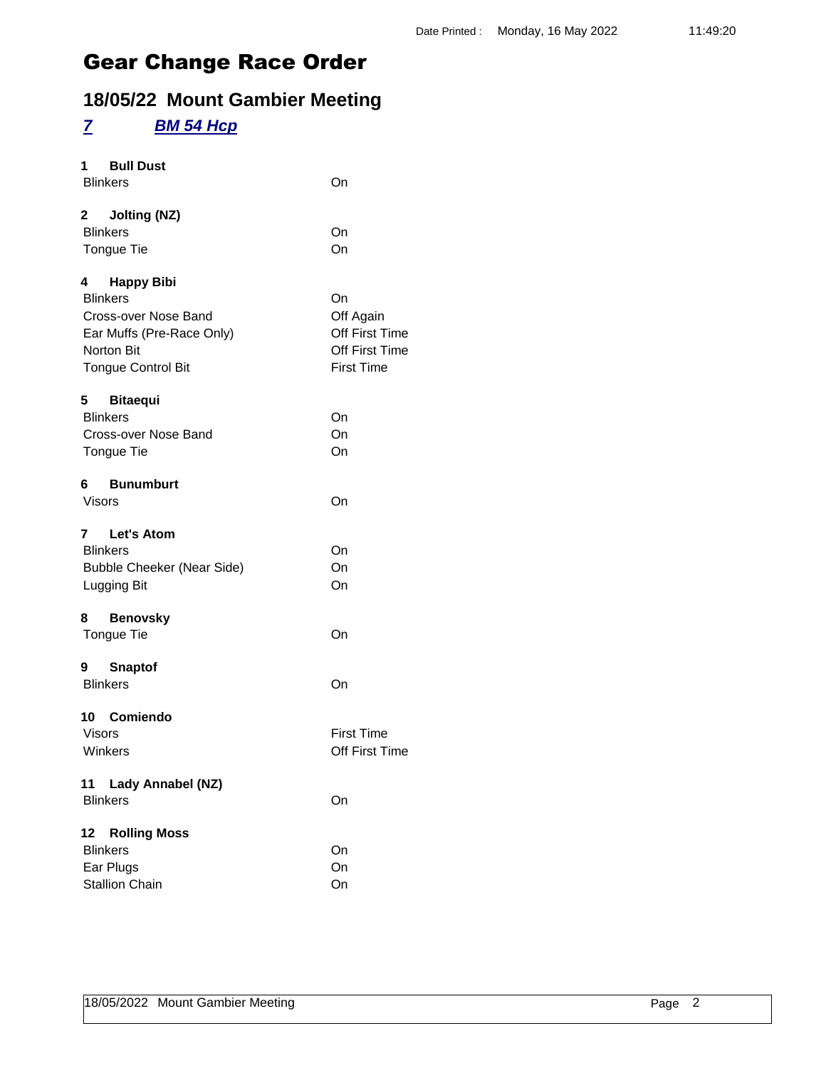Date Printed : Monday, 16 May 2022 11:49:20

# Gear Change Race Order

## 18/05/22 Mount Gambier Meeting

### *7 BM 54 Hcp*

**1 Bull Dust**

| | |
|---|---|
| Blinkers | On |

**2 Jolting (NZ)**

| | |
|---|---|
| Blinkers | On |
| Tongue Tie | On |

**4 Happy Bibi**

| | |
|---|---|
| Blinkers | On |
| Cross-over Nose Band | Off Again |
| Ear Muffs (Pre-Race Only) | Off First Time |
| Norton Bit | Off First Time |
| Tongue Control Bit | First Time |

**5 Bitaequi**

| | |
|---|---|
| Blinkers | On |
| Cross-over Nose Band | On |
| Tongue Tie | On |

**6 Bunumburt**

| | |
|---|---|
| Visors | On |

**7 Let's Atom**

| | |
|---|---|
| Blinkers | On |
| Bubble Cheeker (Near Side) | On |
| Lugging Bit | On |

**8 Benovsky**

| | |
|---|---|
| Tongue Tie | On |

**9 Snaptof**

| | |
|---|---|
| Blinkers | On |

**10 Comiendo**

| | |
|---|---|
| Visors | First Time |
| Winkers | Off First Time |

**11 Lady Annabel (NZ)**

| | |
|---|---|
| Blinkers | On |

**12 Rolling Moss**

| | |
|---|---|
| Blinkers | On |
| Ear Plugs | On |
| Stallion Chain | On |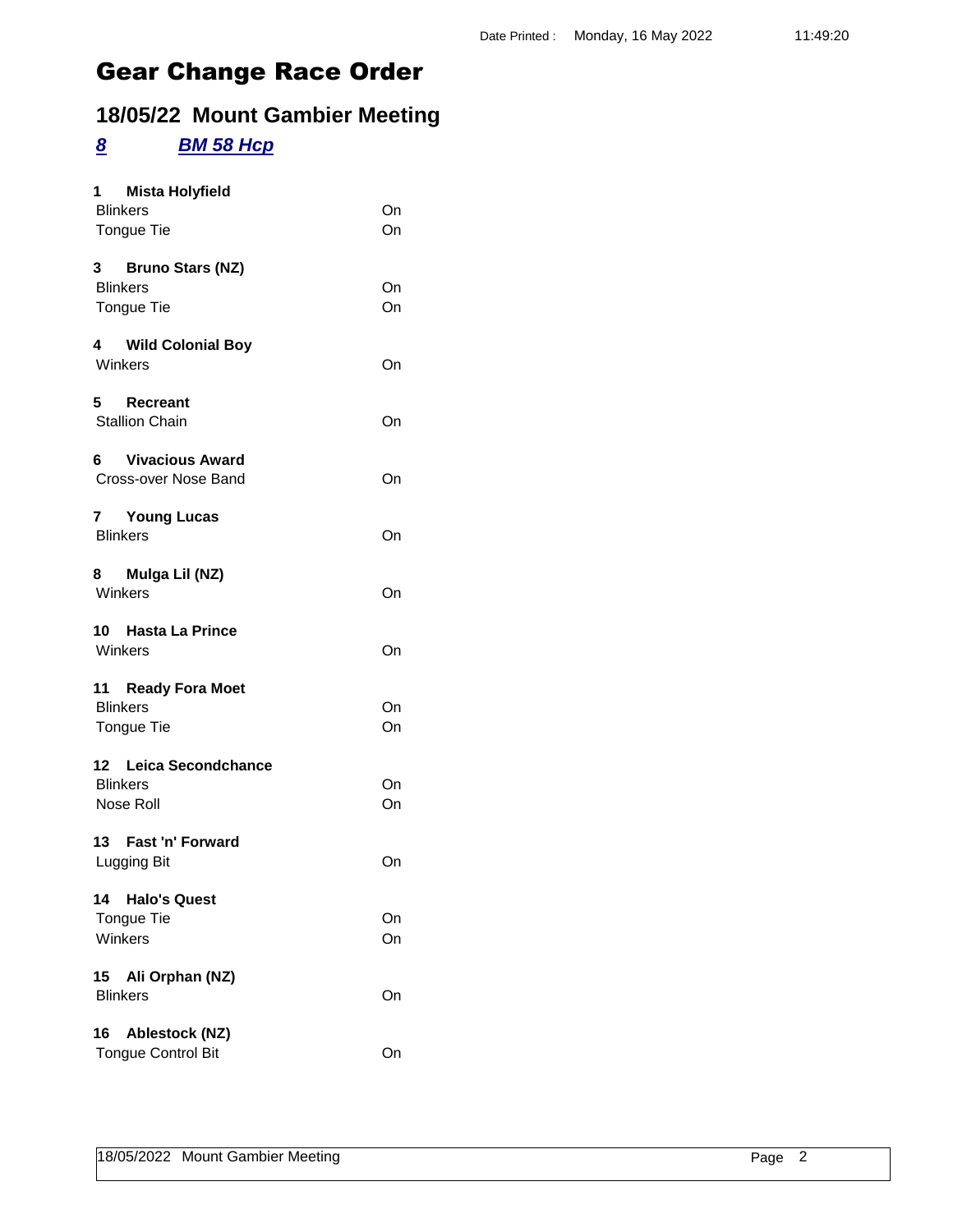# Gear Change Race Order

## 18/05/22 Mount Gambier Meeting

### *8* *BM 58 Hcp*

**1 Mista Holyfield**

| | |
|---|---|
| Blinkers | On |
| Tongue Tie | On |

**3 Bruno Stars (NZ)**

| | |
|---|---|
| Blinkers | On |
| Tongue Tie | On |

**4 Wild Colonial Boy**

| | |
|---|---|
| Winkers | On |

**5 Recreant**

| | |
|---|---|
| Stallion Chain | On |

**6 Vivacious Award**

| | |
|---|---|
| Cross-over Nose Band | On |

**7 Young Lucas**

| | |
|---|---|
| Blinkers | On |

**8 Mulga Lil (NZ)**

| | |
|---|---|
| Winkers | On |

**10 Hasta La Prince**

| | |
|---|---|
| Winkers | On |

**11 Ready Fora Moet**

| | |
|---|---|
| Blinkers | On |
| Tongue Tie | On |

**12 Leica Secondchance**

| | |
|---|---|
| Blinkers | On |
| Nose Roll | On |

**13 Fast 'n' Forward**

| | |
|---|---|
| Lugging Bit | On |

**14 Halo's Quest**

| | |
|---|---|
| Tongue Tie | On |
| Winkers | On |

**15 Ali Orphan (NZ)**

| | |
|---|---|
| Blinkers | On |

**16 Ablestock (NZ)**

| | |
|---|---|
| Tongue Control Bit | On |